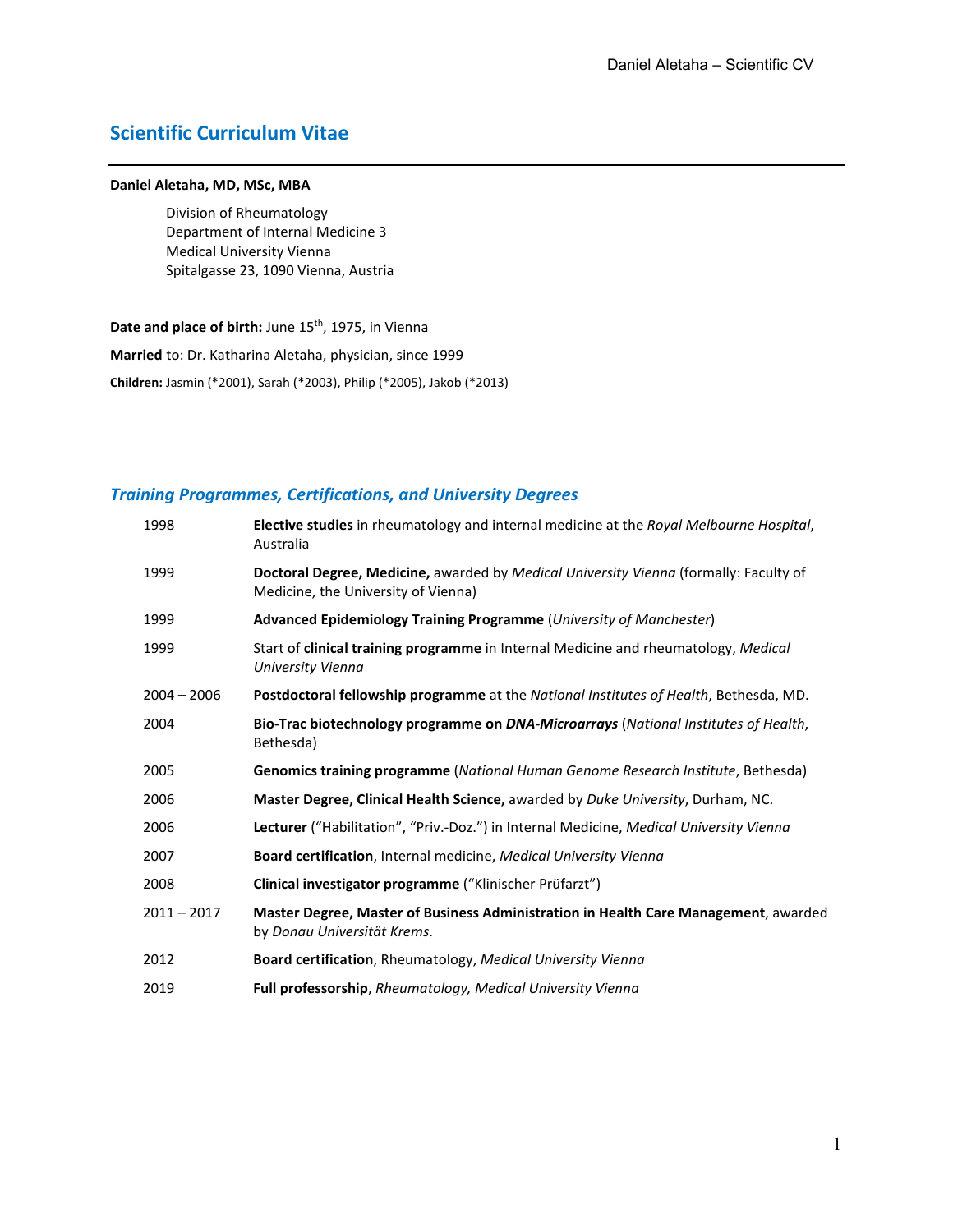# Scientific Curriculum Vitae

**Daniel Aletaha, MD, MSc, MBA**

Division of Rheumatology
Department of Internal Medicine 3
Medical University Vienna
Spitalgasse 23, 1090 Vienna, Austria

**Date and place of birth:** June 15th, 1975, in Vienna

**Married** to: Dr. Katharina Aletaha, physician, since 1999

**Children:** Jasmin (*2001), Sarah (*2003), Philip (*2005), Jakob (*2013)

## *Training Programmes, Certifications, and University Degrees*

| | |
|---|---|
| 1998 | **Elective studies** in rheumatology and internal medicine at the *Royal Melbourne Hospital*, Australia |
| 1999 | **Doctoral Degree, Medicine,** awarded by *Medical University Vienna* (formally: Faculty of Medicine, the University of Vienna) |
| 1999 | **Advanced Epidemiology Training Programme** (*University of Manchester*) |
| 1999 | Start of **clinical training programme** in Internal Medicine and rheumatology, *Medical University Vienna* |
| 2004 – 2006 | **Postdoctoral fellowship programme** at the *National Institutes of Health*, Bethesda, MD. |
| 2004 | **Bio-Trac biotechnology programme on *DNA-Microarrays*** (*National Institutes of Health*, Bethesda) |
| 2005 | **Genomics training programme** (*National Human Genome Research Institute*, Bethesda) |
| 2006 | **Master Degree, Clinical Health Science,** awarded by *Duke University*, Durham, NC. |
| 2006 | **Lecturer** ("Habilitation", "Priv.-Doz.") in Internal Medicine, *Medical University Vienna* |
| 2007 | **Board certification**, Internal medicine, *Medical University Vienna* |
| 2008 | **Clinical investigator programme** ("Klinischer Prüfarzt") |
| 2011 – 2017 | **Master Degree, Master of Business Administration in Health Care Management**, awarded by *Donau Universität Krems*. |
| 2012 | **Board certification**, Rheumatology, *Medical University Vienna* |
| 2019 | **Full professorship**, *Rheumatology, Medical University Vienna* |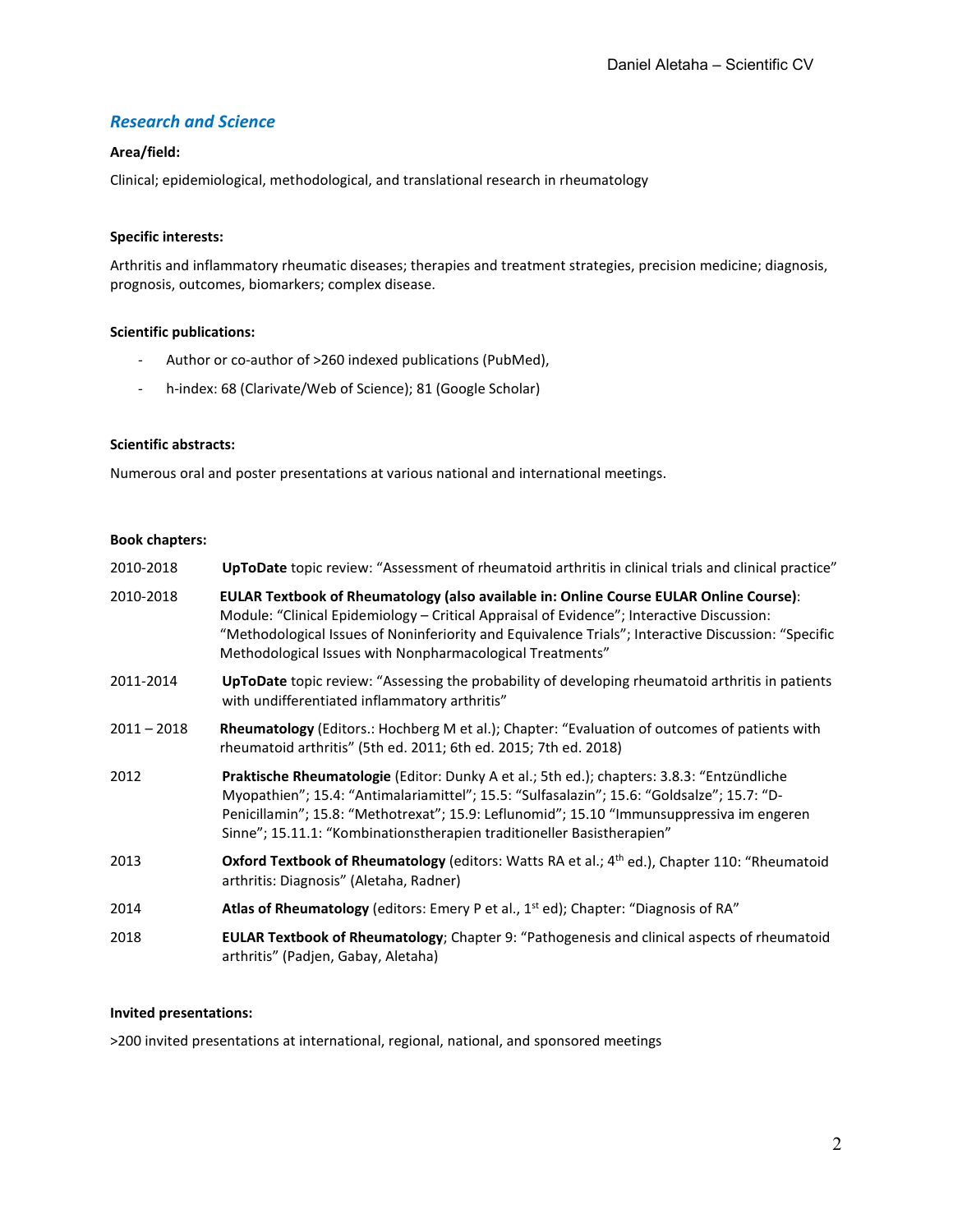## *Research and Science*

**Area/field:**

Clinical; epidemiological, methodological, and translational research in rheumatology

**Specific interests:**

Arthritis and inflammatory rheumatic diseases; therapies and treatment strategies, precision medicine; diagnosis, prognosis, outcomes, biomarkers; complex disease.

**Scientific publications:**

- Author or co-author of >260 indexed publications (PubMed),
- h-index: 68 (Clarivate/Web of Science); 81 (Google Scholar)

**Scientific abstracts:**

Numerous oral and poster presentations at various national and international meetings.

**Book chapters:**

| | |
|---|---|
| 2010-2018 | **UpToDate** topic review: "Assessment of rheumatoid arthritis in clinical trials and clinical practice" |
| 2010-2018 | **EULAR Textbook of Rheumatology (also available in: Online Course EULAR Online Course)**: Module: "Clinical Epidemiology – Critical Appraisal of Evidence"; Interactive Discussion: "Methodological Issues of Noninferiority and Equivalence Trials"; Interactive Discussion: "Specific Methodological Issues with Nonpharmacological Treatments" |
| 2011-2014 | **UpToDate** topic review: "Assessing the probability of developing rheumatoid arthritis in patients with undifferentiated inflammatory arthritis" |
| 2011 – 2018 | **Rheumatology** (Editors.: Hochberg M et al.); Chapter: "Evaluation of outcomes of patients with rheumatoid arthritis" (5th ed. 2011; 6th ed. 2015; 7th ed. 2018) |
| 2012 | **Praktische Rheumatologie** (Editor: Dunky A et al.; 5th ed.); chapters: 3.8.3: "Entzündliche Myopathien"; 15.4: "Antimalariamittel"; 15.5: "Sulfasalazin"; 15.6: "Goldsalze"; 15.7: "D-Penicillamin"; 15.8: "Methotrexat"; 15.9: Leflunomid"; 15.10 "Immunsuppressiva im engeren Sinne"; 15.11.1: "Kombinationstherapien traditioneller Basistherapien" |
| 2013 | **Oxford Textbook of Rheumatology** (editors: Watts RA et al.; 4th ed.), Chapter 110: "Rheumatoid arthritis: Diagnosis" (Aletaha, Radner) |
| 2014 | **Atlas of Rheumatology** (editors: Emery P et al., 1st ed); Chapter: "Diagnosis of RA" |
| 2018 | **EULAR Textbook of Rheumatology**; Chapter 9: "Pathogenesis and clinical aspects of rheumatoid arthritis" (Padjen, Gabay, Aletaha) |

**Invited presentations:**

>200 invited presentations at international, regional, national, and sponsored meetings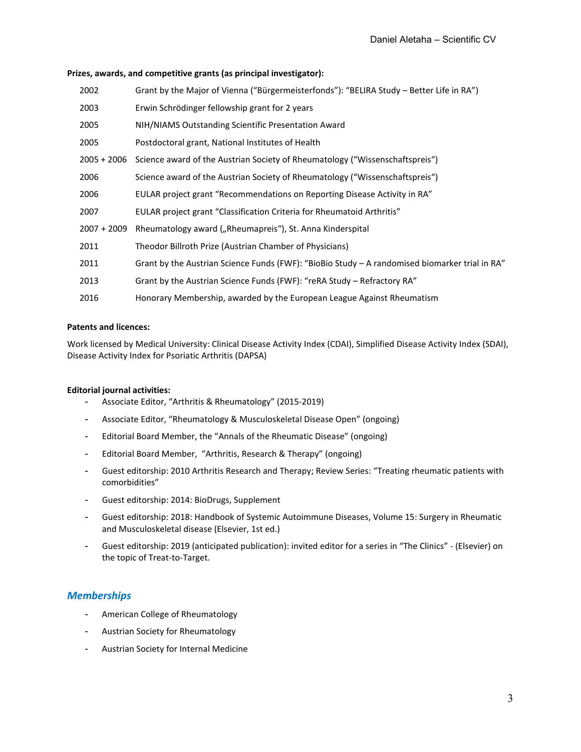**Prizes, awards, and competitive grants (as principal investigator):**

| | |
|---|---|
| 2002 | Grant by the Major of Vienna ("Bürgermeisterfonds"): "BELIRA Study – Better Life in RA") |
| 2003 | Erwin Schrödinger fellowship grant for 2 years |
| 2005 | NIH/NIAMS Outstanding Scientific Presentation Award |
| 2005 | Postdoctoral grant, National Institutes of Health |
| 2005 + 2006 | Science award of the Austrian Society of Rheumatology ("Wissenschaftspreis") |
| 2006 | Science award of the Austrian Society of Rheumatology ("Wissenschaftspreis") |
| 2006 | EULAR project grant "Recommendations on Reporting Disease Activity in RA" |
| 2007 | EULAR project grant "Classification Criteria for Rheumatoid Arthritis" |
| 2007 + 2009 | Rheumatology award („Rheumapreis"), St. Anna Kinderspital |
| 2011 | Theodor Billroth Prize (Austrian Chamber of Physicians) |
| 2011 | Grant by the Austrian Science Funds (FWF): "BioBio Study – A randomised biomarker trial in RA" |
| 2013 | Grant by the Austrian Science Funds (FWF): "reRA Study – Refractory RA" |
| 2016 | Honorary Membership, awarded by the European League Against Rheumatism |

**Patents and licences:**

Work licensed by Medical University: Clinical Disease Activity Index (CDAI), Simplified Disease Activity Index (SDAI), Disease Activity Index for Psoriatic Arthritis (DAPSA)

**Editorial journal activities:**

- Associate Editor, "Arthritis & Rheumatology" (2015-2019)
- Associate Editor, "Rheumatology & Musculoskeletal Disease Open" (ongoing)
- Editorial Board Member, the "Annals of the Rheumatic Disease" (ongoing)
- Editorial Board Member, "Arthritis, Research & Therapy" (ongoing)
- Guest editorship: 2010 Arthritis Research and Therapy; Review Series: "Treating rheumatic patients with comorbidities"
- Guest editorship: 2014: BioDrugs, Supplement
- Guest editorship: 2018: Handbook of Systemic Autoimmune Diseases, Volume 15: Surgery in Rheumatic and Musculoskeletal disease (Elsevier, 1st ed.)
- Guest editorship: 2019 (anticipated publication): invited editor for a series in "The Clinics" - (Elsevier) on the topic of Treat-to-Target.

## *Memberships*

- American College of Rheumatology
- Austrian Society for Rheumatology
- Austrian Society for Internal Medicine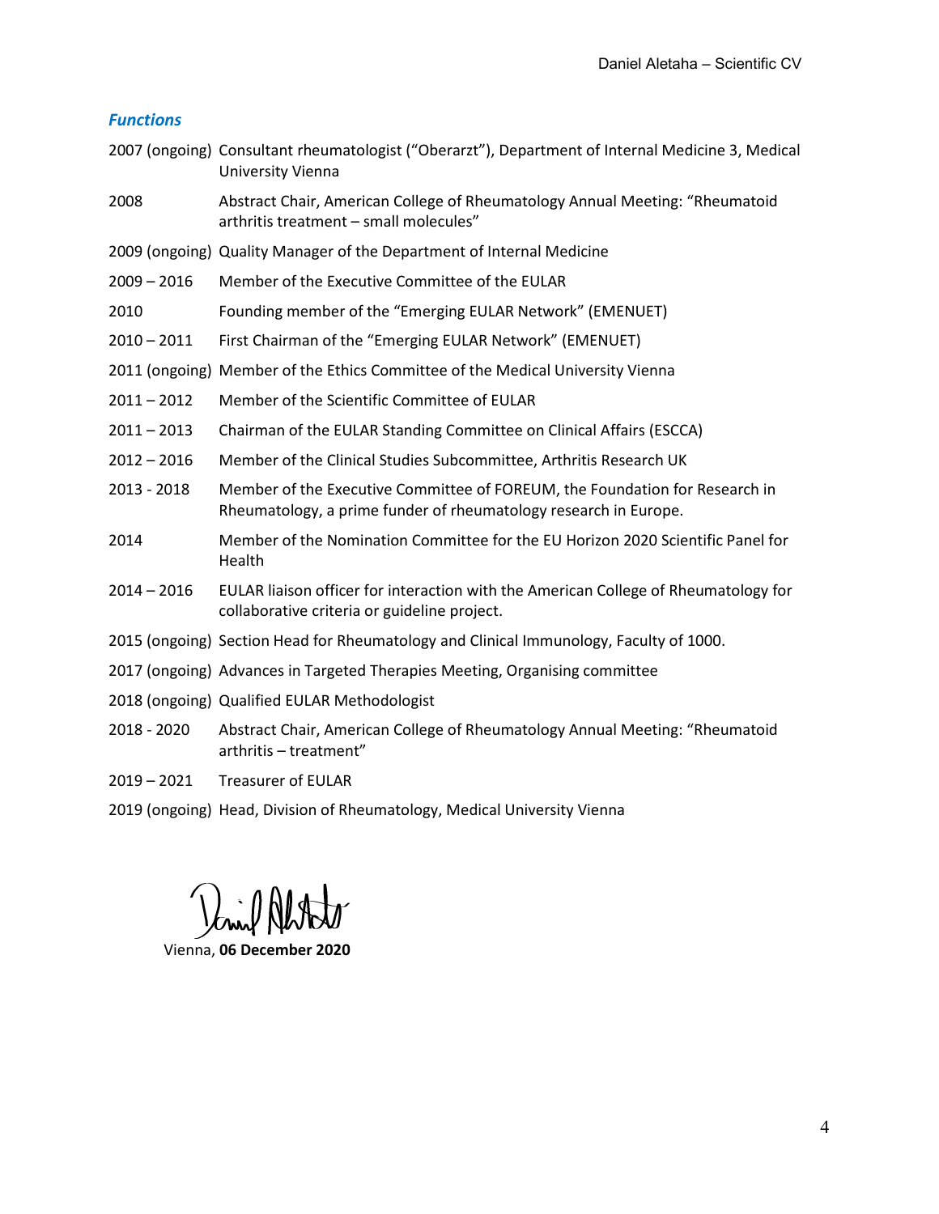### *Functions*

| | |
|---|---|
| 2007 (ongoing) | Consultant rheumatologist ("Oberarzt"), Department of Internal Medicine 3, Medical University Vienna |
| 2008 | Abstract Chair, American College of Rheumatology Annual Meeting: "Rheumatoid arthritis treatment – small molecules" |
| 2009 (ongoing) | Quality Manager of the Department of Internal Medicine |
| 2009 – 2016 | Member of the Executive Committee of the EULAR |
| 2010 | Founding member of the "Emerging EULAR Network" (EMENUET) |
| 2010 – 2011 | First Chairman of the "Emerging EULAR Network" (EMENUET) |
| 2011 (ongoing) | Member of the Ethics Committee of the Medical University Vienna |
| 2011 – 2012 | Member of the Scientific Committee of EULAR |
| 2011 – 2013 | Chairman of the EULAR Standing Committee on Clinical Affairs (ESCCA) |
| 2012 – 2016 | Member of the Clinical Studies Subcommittee, Arthritis Research UK |
| 2013 - 2018 | Member of the Executive Committee of FOREUM, the Foundation for Research in Rheumatology, a prime funder of rheumatology research in Europe. |
| 2014 | Member of the Nomination Committee for the EU Horizon 2020 Scientific Panel for Health |
| 2014 – 2016 | EULAR liaison officer for interaction with the American College of Rheumatology for collaborative criteria or guideline project. |
| 2015 (ongoing) | Section Head for Rheumatology and Clinical Immunology, Faculty of 1000. |
| 2017 (ongoing) | Advances in Targeted Therapies Meeting, Organising committee |
| 2018 (ongoing) | Qualified EULAR Methodologist |
| 2018 - 2020 | Abstract Chair, American College of Rheumatology Annual Meeting: "Rheumatoid arthritis – treatment" |
| 2019 – 2021 | Treasurer of EULAR |
| 2019 (ongoing) | Head, Division of Rheumatology, Medical University Vienna |

Vienna, **06 December 2020**